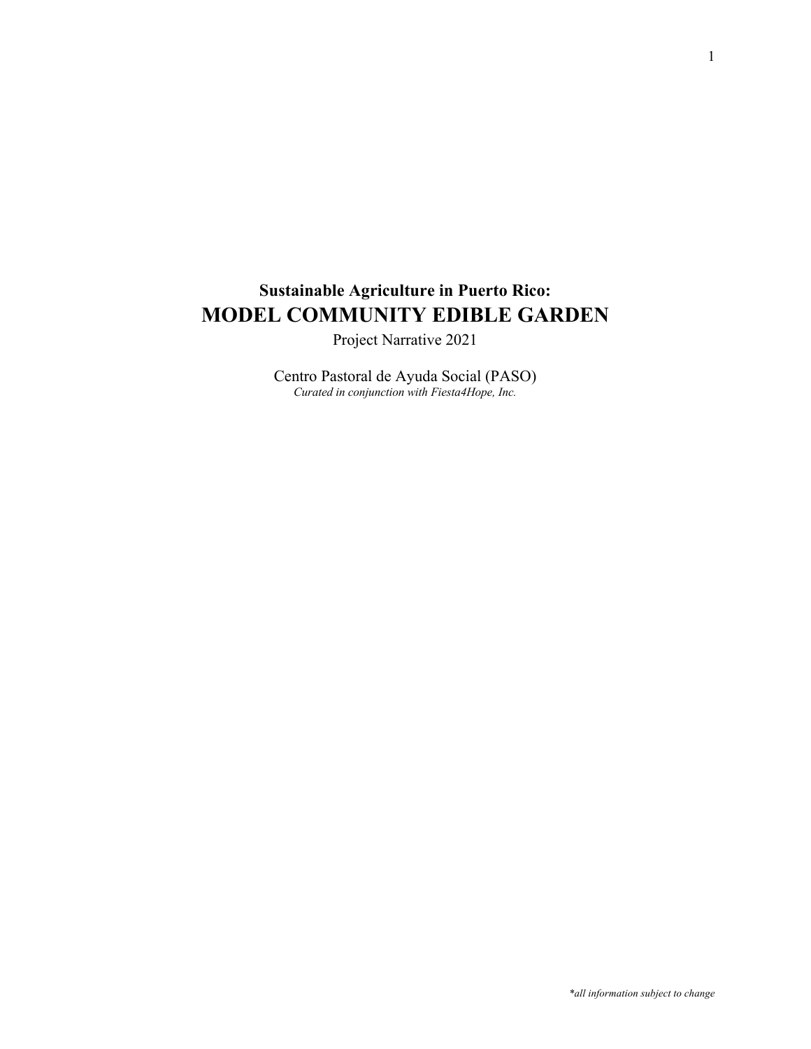**Sustainable Agriculture in Puerto Rico:**

# MODEL COMMUNITY EDIBLE GARDEN

Project Narrative 2021

Centro Pastoral de Ayuda Social (PASO)

*Curated in conjunction with Fiesta4Hope, Inc.*

*\*all information subject to change*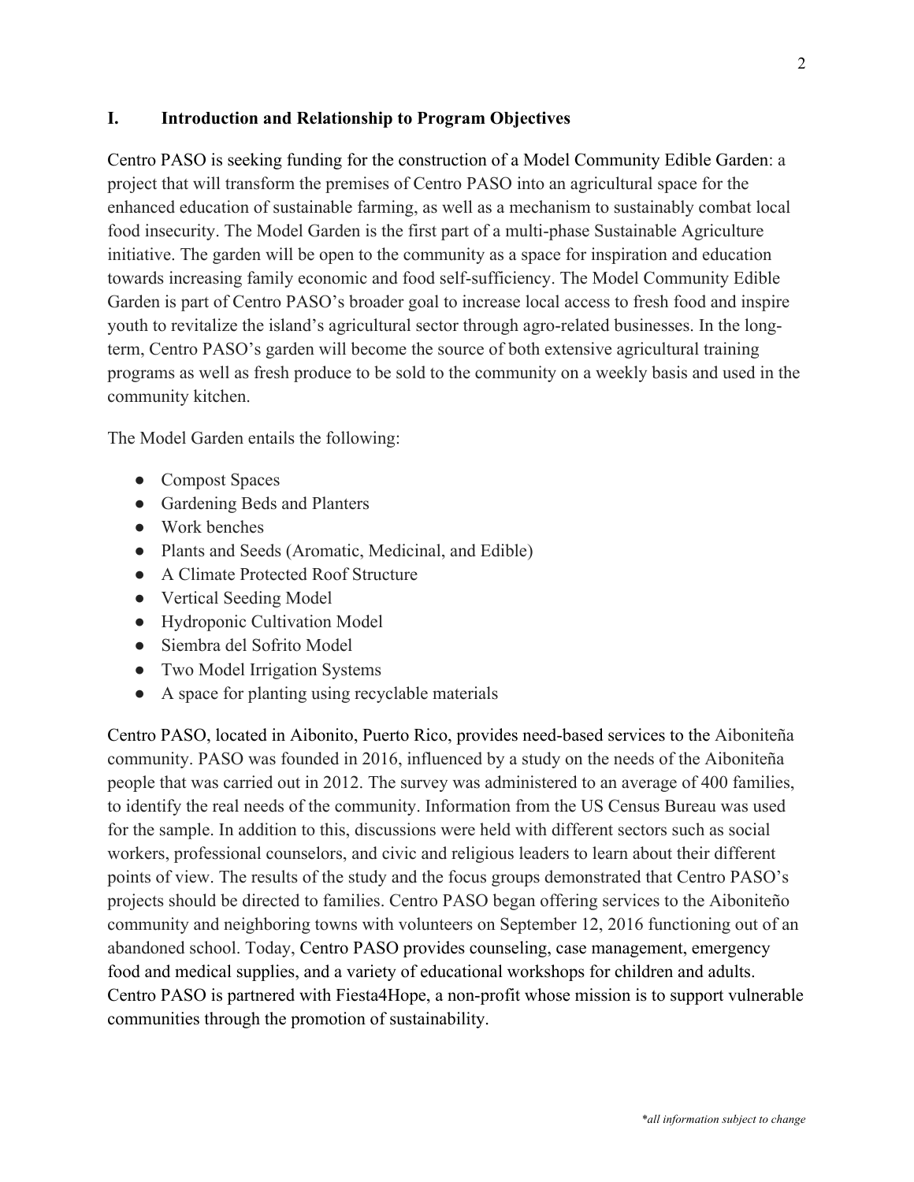## I. Introduction and Relationship to Program Objectives

Centro PASO is seeking funding for the construction of a Model Community Edible Garden: a project that will transform the premises of Centro PASO into an agricultural space for the enhanced education of sustainable farming, as well as a mechanism to sustainably combat local food insecurity. The Model Garden is the first part of a multi-phase Sustainable Agriculture initiative. The garden will be open to the community as a space for inspiration and education towards increasing family economic and food self-sufficiency. The Model Community Edible Garden is part of Centro PASO's broader goal to increase local access to fresh food and inspire youth to revitalize the island's agricultural sector through agro-related businesses. In the long-term, Centro PASO's garden will become the source of both extensive agricultural training programs as well as fresh produce to be sold to the community on a weekly basis and used in the community kitchen.

The Model Garden entails the following:

- Compost Spaces
- Gardening Beds and Planters
- Work benches
- Plants and Seeds (Aromatic, Medicinal, and Edible)
- A Climate Protected Roof Structure
- Vertical Seeding Model
- Hydroponic Cultivation Model
- Siembra del Sofrito Model
- Two Model Irrigation Systems
- A space for planting using recyclable materials

Centro PASO, located in Aibonito, Puerto Rico, provides need-based services to the Aiboniteña community. PASO was founded in 2016, influenced by a study on the needs of the Aiboniteña people that was carried out in 2012. The survey was administered to an average of 400 families, to identify the real needs of the community. Information from the US Census Bureau was used for the sample. In addition to this, discussions were held with different sectors such as social workers, professional counselors, and civic and religious leaders to learn about their different points of view. The results of the study and the focus groups demonstrated that Centro PASO's projects should be directed to families. Centro PASO began offering services to the Aiboniteño community and neighboring towns with volunteers on September 12, 2016 functioning out of an abandoned school. Today, Centro PASO provides counseling, case management, emergency food and medical supplies, and a variety of educational workshops for children and adults. Centro PASO is partnered with Fiesta4Hope, a non-profit whose mission is to support vulnerable communities through the promotion of sustainability.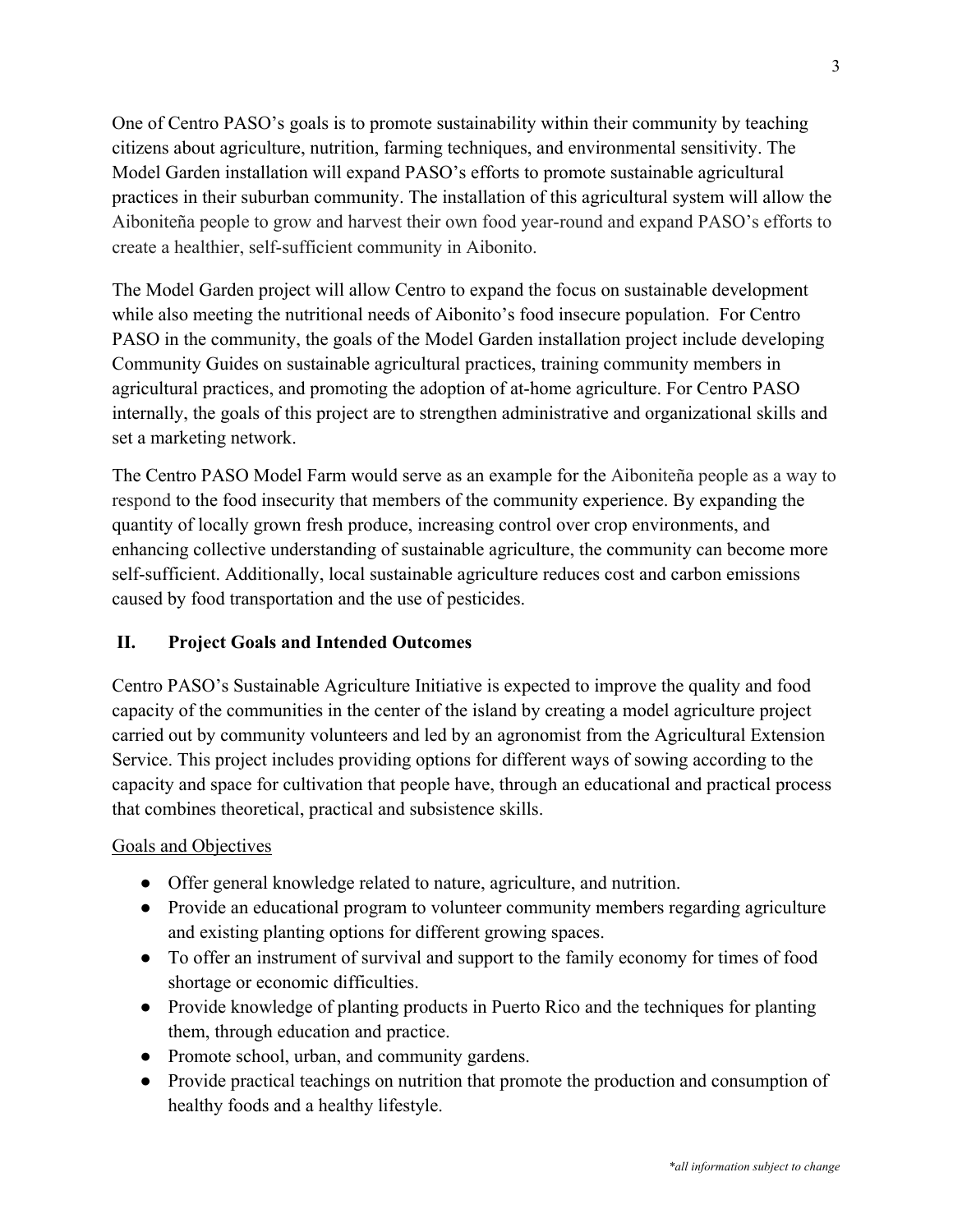One of Centro PASO's goals is to promote sustainability within their community by teaching citizens about agriculture, nutrition, farming techniques, and environmental sensitivity. The Model Garden installation will expand PASO's efforts to promote sustainable agricultural practices in their suburban community. The installation of this agricultural system will allow the Aiboniteña people to grow and harvest their own food year-round and expand PASO's efforts to create a healthier, self-sufficient community in Aibonito.

The Model Garden project will allow Centro to expand the focus on sustainable development while also meeting the nutritional needs of Aibonito's food insecure population. For Centro PASO in the community, the goals of the Model Garden installation project include developing Community Guides on sustainable agricultural practices, training community members in agricultural practices, and promoting the adoption of at-home agriculture. For Centro PASO internally, the goals of this project are to strengthen administrative and organizational skills and set a marketing network.

The Centro PASO Model Farm would serve as an example for the Aiboniteña people as a way to respond to the food insecurity that members of the community experience. By expanding the quantity of locally grown fresh produce, increasing control over crop environments, and enhancing collective understanding of sustainable agriculture, the community can become more self-sufficient. Additionally, local sustainable agriculture reduces cost and carbon emissions caused by food transportation and the use of pesticides.

## II. Project Goals and Intended Outcomes

Centro PASO's Sustainable Agriculture Initiative is expected to improve the quality and food capacity of the communities in the center of the island by creating a model agriculture project carried out by community volunteers and led by an agronomist from the Agricultural Extension Service. This project includes providing options for different ways of sowing according to the capacity and space for cultivation that people have, through an educational and practical process that combines theoretical, practical and subsistence skills.

<u>Goals and Objectives</u>

- Offer general knowledge related to nature, agriculture, and nutrition.
- Provide an educational program to volunteer community members regarding agriculture and existing planting options for different growing spaces.
- To offer an instrument of survival and support to the family economy for times of food shortage or economic difficulties.
- Provide knowledge of planting products in Puerto Rico and the techniques for planting them, through education and practice.
- Promote school, urban, and community gardens.
- Provide practical teachings on nutrition that promote the production and consumption of healthy foods and a healthy lifestyle.

*\*all information subject to change*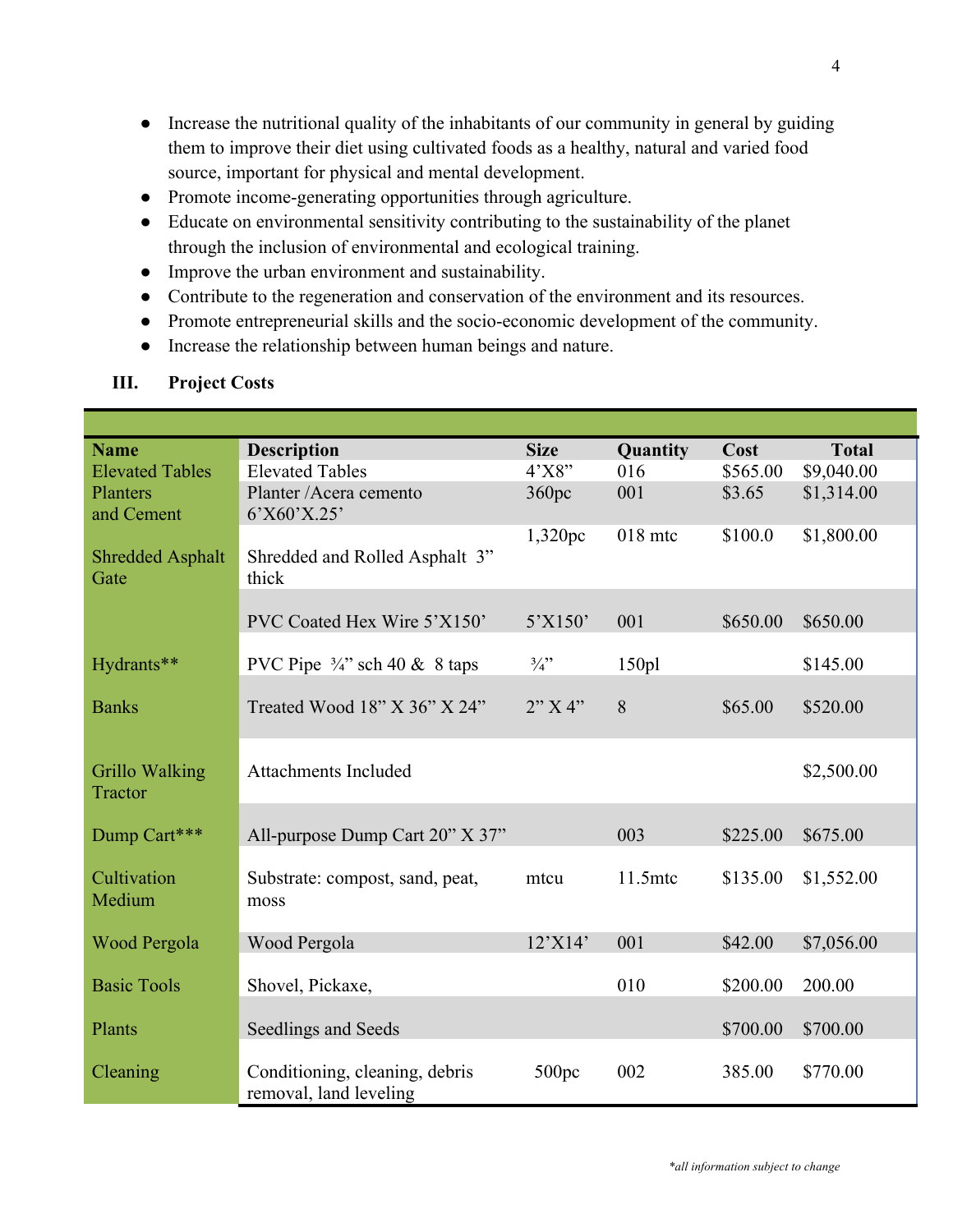- Increase the nutritional quality of the inhabitants of our community in general by guiding them to improve their diet using cultivated foods as a healthy, natural and varied food source, important for physical and mental development.
- Promote income-generating opportunities through agriculture.
- Educate on environmental sensitivity contributing to the sustainability of the planet through the inclusion of environmental and ecological training.
- Improve the urban environment and sustainability.
- Contribute to the regeneration and conservation of the environment and its resources.
- Promote entrepreneurial skills and the socio-economic development of the community.
- Increase the relationship between human beings and nature.

## III. Project Costs

| Name | Description | Size | Quantity | Cost | Total |
|---|---|---|---|---|---|
| Elevated Tables | Elevated Tables | 4'X8" | 016 | $565.00 | $9,040.00 |
| Planters and Cement | Planter /Acera cemento 6'X60'X.25' | 360pc | 001 | $3.65 | $1,314.00 |
| Shredded Asphalt Gate | Shredded and Rolled Asphalt 3" thick | 1,320pc | 018 mtc | $100.0 | $1,800.00 |
| | PVC Coated Hex Wire 5'X150' | 5'X150' | 001 | $650.00 | $650.00 |
| Hydrants** | PVC Pipe ¾" sch 40 & 8 taps | ¾" | 150pl | | $145.00 |
| Banks | Treated Wood 18" X 36" X 24" | 2" X 4" | 8 | $65.00 | $520.00 |
| Grillo Walking Tractor | Attachments Included | | | | $2,500.00 |
| Dump Cart*** | All-purpose Dump Cart 20" X 37" | | 003 | $225.00 | $675.00 |
| Cultivation Medium | Substrate: compost, sand, peat, moss | mtcu | 11.5mtc | $135.00 | $1,552.00 |
| Wood Pergola | Wood Pergola | 12'X14' | 001 | $42.00 | $7,056.00 |
| Basic Tools | Shovel, Pickaxe, | | 010 | $200.00 | 200.00 |
| Plants | Seedlings and Seeds | | | $700.00 | $700.00 |
| Cleaning | Conditioning, cleaning, debris removal, land leveling | 500pc | 002 | 385.00 | $770.00 |

*all information subject to change*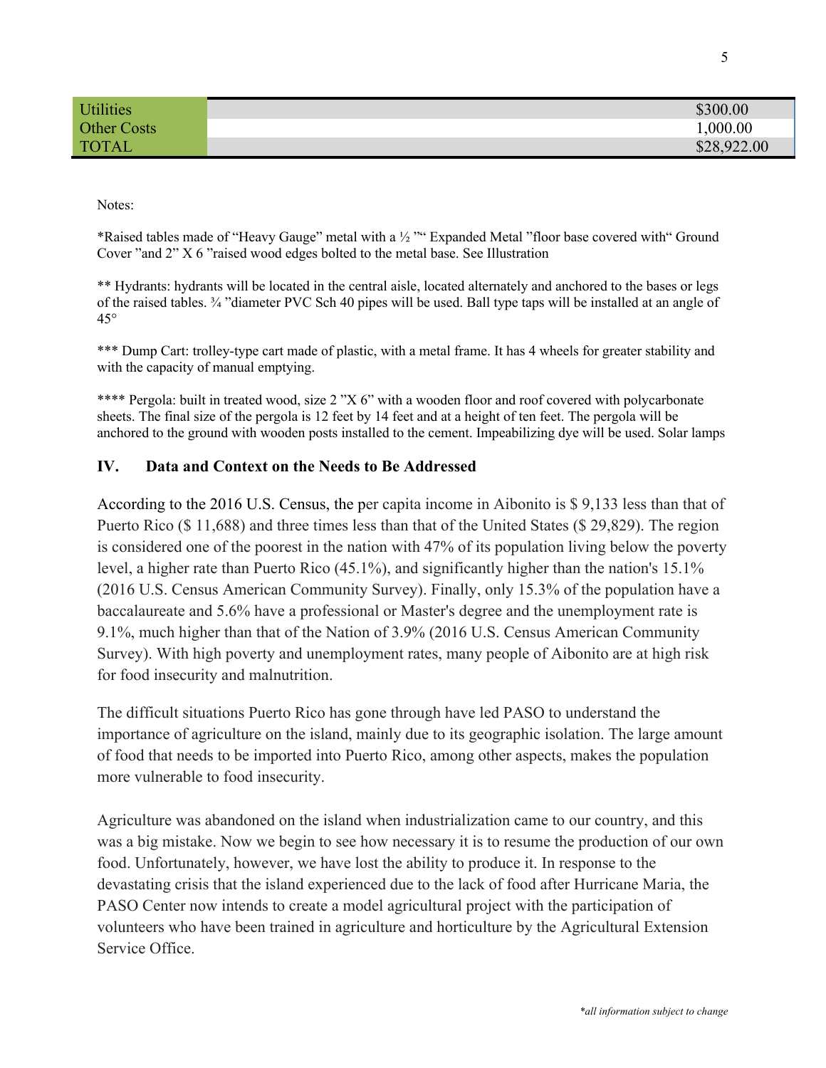| | | |
|---|---|---|
| Utilities | | $300.00 |
| Other Costs | | 1,000.00 |
| TOTAL | | $28,922.00 |

Notes:

*Raised tables made of "Heavy Gauge" metal with a ½ "" Expanded Metal "floor base covered with" Ground Cover "and 2" X 6 "raised wood edges bolted to the metal base. See Illustration

** Hydrants: hydrants will be located in the central aisle, located alternately and anchored to the bases or legs of the raised tables. ¾ "diameter PVC Sch 40 pipes will be used. Ball type taps will be installed at an angle of 45°

*** Dump Cart: trolley-type cart made of plastic, with a metal frame. It has 4 wheels for greater stability and with the capacity of manual emptying.

**** Pergola: built in treated wood, size 2 "X 6" with a wooden floor and roof covered with polycarbonate sheets. The final size of the pergola is 12 feet by 14 feet and at a height of ten feet. The pergola will be anchored to the ground with wooden posts installed to the cement. Impeabilizing dye will be used. Solar lamps

## IV. Data and Context on the Needs to Be Addressed

According to the 2016 U.S. Census, the per capita income in Aibonito is $ 9,133 less than that of Puerto Rico ($ 11,688) and three times less than that of the United States ($ 29,829). The region is considered one of the poorest in the nation with 47% of its population living below the poverty level, a higher rate than Puerto Rico (45.1%), and significantly higher than the nation's 15.1% (2016 U.S. Census American Community Survey). Finally, only 15.3% of the population have a baccalaureate and 5.6% have a professional or Master's degree and the unemployment rate is 9.1%, much higher than that of the Nation of 3.9% (2016 U.S. Census American Community Survey). With high poverty and unemployment rates, many people of Aibonito are at high risk for food insecurity and malnutrition.

The difficult situations Puerto Rico has gone through have led PASO to understand the importance of agriculture on the island, mainly due to its geographic isolation. The large amount of food that needs to be imported into Puerto Rico, among other aspects, makes the population more vulnerable to food insecurity.

Agriculture was abandoned on the island when industrialization came to our country, and this was a big mistake. Now we begin to see how necessary it is to resume the production of our own food. Unfortunately, however, we have lost the ability to produce it. In response to the devastating crisis that the island experienced due to the lack of food after Hurricane Maria, the PASO Center now intends to create a model agricultural project with the participation of volunteers who have been trained in agriculture and horticulture by the Agricultural Extension Service Office.

*all information subject to change*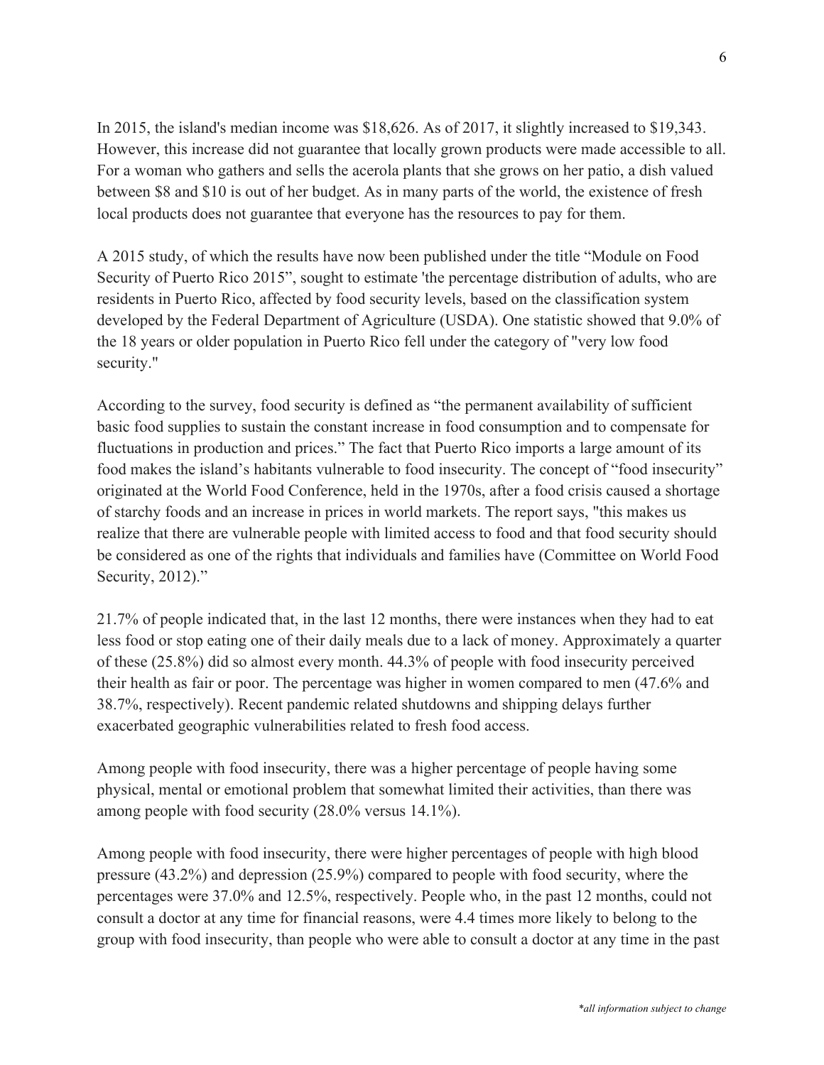In 2015, the island's median income was $18,626. As of 2017, it slightly increased to $19,343. However, this increase did not guarantee that locally grown products were made accessible to all. For a woman who gathers and sells the acerola plants that she grows on her patio, a dish valued between $8 and $10 is out of her budget. As in many parts of the world, the existence of fresh local products does not guarantee that everyone has the resources to pay for them.

A 2015 study, of which the results have now been published under the title "Module on Food Security of Puerto Rico 2015", sought to estimate 'the percentage distribution of adults, who are residents in Puerto Rico, affected by food security levels, based on the classification system developed by the Federal Department of Agriculture (USDA). One statistic showed that 9.0% of the 18 years or older population in Puerto Rico fell under the category of "very low food security."

According to the survey, food security is defined as "the permanent availability of sufficient basic food supplies to sustain the constant increase in food consumption and to compensate for fluctuations in production and prices." The fact that Puerto Rico imports a large amount of its food makes the island's habitants vulnerable to food insecurity. The concept of "food insecurity" originated at the World Food Conference, held in the 1970s, after a food crisis caused a shortage of starchy foods and an increase in prices in world markets. The report says, "this makes us realize that there are vulnerable people with limited access to food and that food security should be considered as one of the rights that individuals and families have (Committee on World Food Security, 2012)."

21.7% of people indicated that, in the last 12 months, there were instances when they had to eat less food or stop eating one of their daily meals due to a lack of money. Approximately a quarter of these (25.8%) did so almost every month. 44.3% of people with food insecurity perceived their health as fair or poor. The percentage was higher in women compared to men (47.6% and 38.7%, respectively). Recent pandemic related shutdowns and shipping delays further exacerbated geographic vulnerabilities related to fresh food access.

Among people with food insecurity, there was a higher percentage of people having some physical, mental or emotional problem that somewhat limited their activities, than there was among people with food security (28.0% versus 14.1%).

Among people with food insecurity, there were higher percentages of people with high blood pressure (43.2%) and depression (25.9%) compared to people with food security, where the percentages were 37.0% and 12.5%, respectively. People who, in the past 12 months, could not consult a doctor at any time for financial reasons, were 4.4 times more likely to belong to the group with food insecurity, than people who were able to consult a doctor at any time in the past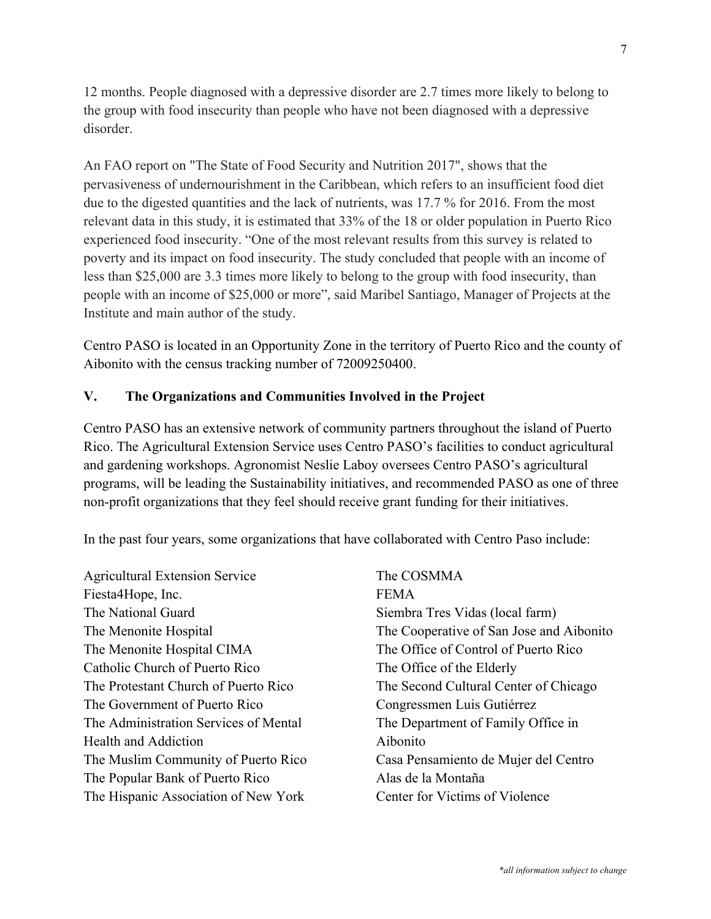12 months. People diagnosed with a depressive disorder are 2.7 times more likely to belong to the group with food insecurity than people who have not been diagnosed with a depressive disorder.

An FAO report on "The State of Food Security and Nutrition 2017", shows that the pervasiveness of undernourishment in the Caribbean, which refers to an insufficient food diet due to the digested quantities and the lack of nutrients, was 17.7 % for 2016. From the most relevant data in this study, it is estimated that 33% of the 18 or older population in Puerto Rico experienced food insecurity. "One of the most relevant results from this survey is related to poverty and its impact on food insecurity. The study concluded that people with an income of less than $25,000 are 3.3 times more likely to belong to the group with food insecurity, than people with an income of $25,000 or more", said Maribel Santiago, Manager of Projects at the Institute and main author of the study.

Centro PASO is located in an Opportunity Zone in the territory of Puerto Rico and the county of Aibonito with the census tracking number of 72009250400.

## V. The Organizations and Communities Involved in the Project

Centro PASO has an extensive network of community partners throughout the island of Puerto Rico. The Agricultural Extension Service uses Centro PASO's facilities to conduct agricultural and gardening workshops. Agronomist Neslie Laboy oversees Centro PASO's agricultural programs, will be leading the Sustainability initiatives, and recommended PASO as one of three non-profit organizations that they feel should receive grant funding for their initiatives.

In the past four years, some organizations that have collaborated with Centro Paso include:

Agricultural Extension Service
Fiesta4Hope, Inc.
The National Guard
The Menonite Hospital
The Menonite Hospital CIMA
Catholic Church of Puerto Rico
The Protestant Church of Puerto Rico
The Government of Puerto Rico
The Administration Services of Mental Health and Addiction
The Muslim Community of Puerto Rico
The Popular Bank of Puerto Rico
The Hispanic Association of New York
The COSMMA
FEMA
Siembra Tres Vidas (local farm)
The Cooperative of San Jose and Aibonito
The Office of Control of Puerto Rico
The Office of the Elderly
The Second Cultural Center of Chicago
Congressmen Luis Gutiérrez
The Department of Family Office in Aibonito
Casa Pensamiento de Mujer del Centro
Alas de la Montaña
Center for Victims of Violence

*\*all information subject to change*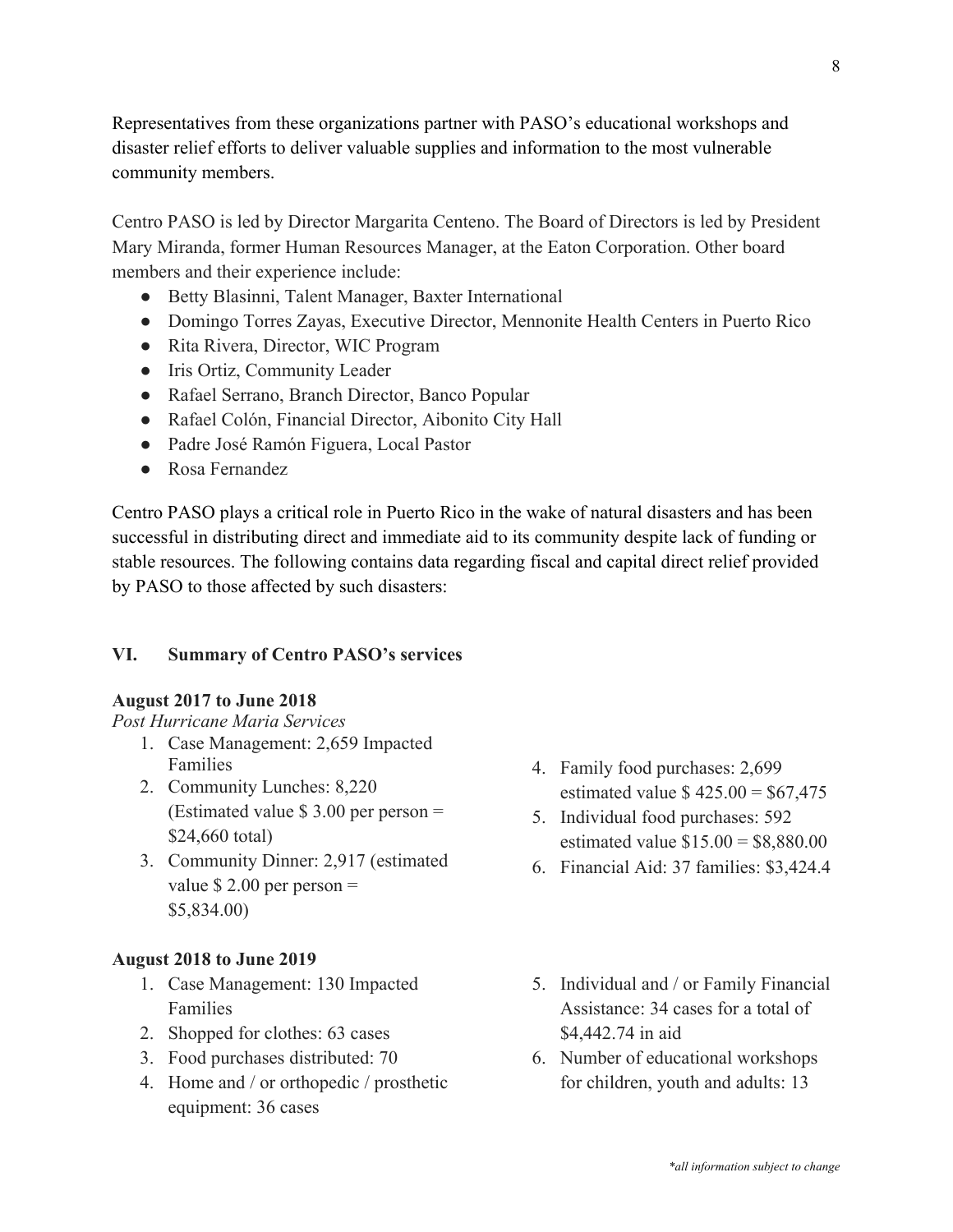Representatives from these organizations partner with PASO's educational workshops and disaster relief efforts to deliver valuable supplies and information to the most vulnerable community members.

Centro PASO is led by Director Margarita Centeno. The Board of Directors is led by President Mary Miranda, former Human Resources Manager, at the Eaton Corporation. Other board members and their experience include:

- Betty Blasinni, Talent Manager, Baxter International
- Domingo Torres Zayas, Executive Director, Mennonite Health Centers in Puerto Rico
- Rita Rivera, Director, WIC Program
- Iris Ortiz, Community Leader
- Rafael Serrano, Branch Director, Banco Popular
- Rafael Colón, Financial Director, Aibonito City Hall
- Padre José Ramón Figuera, Local Pastor
- Rosa Fernandez

Centro PASO plays a critical role in Puerto Rico in the wake of natural disasters and has been successful in distributing direct and immediate aid to its community despite lack of funding or stable resources. The following contains data regarding fiscal and capital direct relief provided by PASO to those affected by such disasters:

## VI. Summary of Centro PASO's services

**August 2017 to June 2018**

*Post Hurricane Maria Services*

1. Case Management: 2,659 Impacted Families
2. Community Lunches: 8,220 (Estimated value $ 3.00 per person = $24,660 total)
3. Community Dinner: 2,917 (estimated value $ 2.00 per person = $5,834.00)
4. Family food purchases: 2,699 estimated value $ 425.00 = $67,475
5. Individual food purchases: 592 estimated value $15.00 = $8,880.00
6. Financial Aid: 37 families: $3,424.4

**August 2018 to June 2019**

1. Case Management: 130 Impacted Families
2. Shopped for clothes: 63 cases
3. Food purchases distributed: 70
4. Home and / or orthopedic / prosthetic equipment: 36 cases
5. Individual and / or Family Financial Assistance: 34 cases for a total of $4,442.74 in aid
6. Number of educational workshops for children, youth and adults: 13

*\*all information subject to change*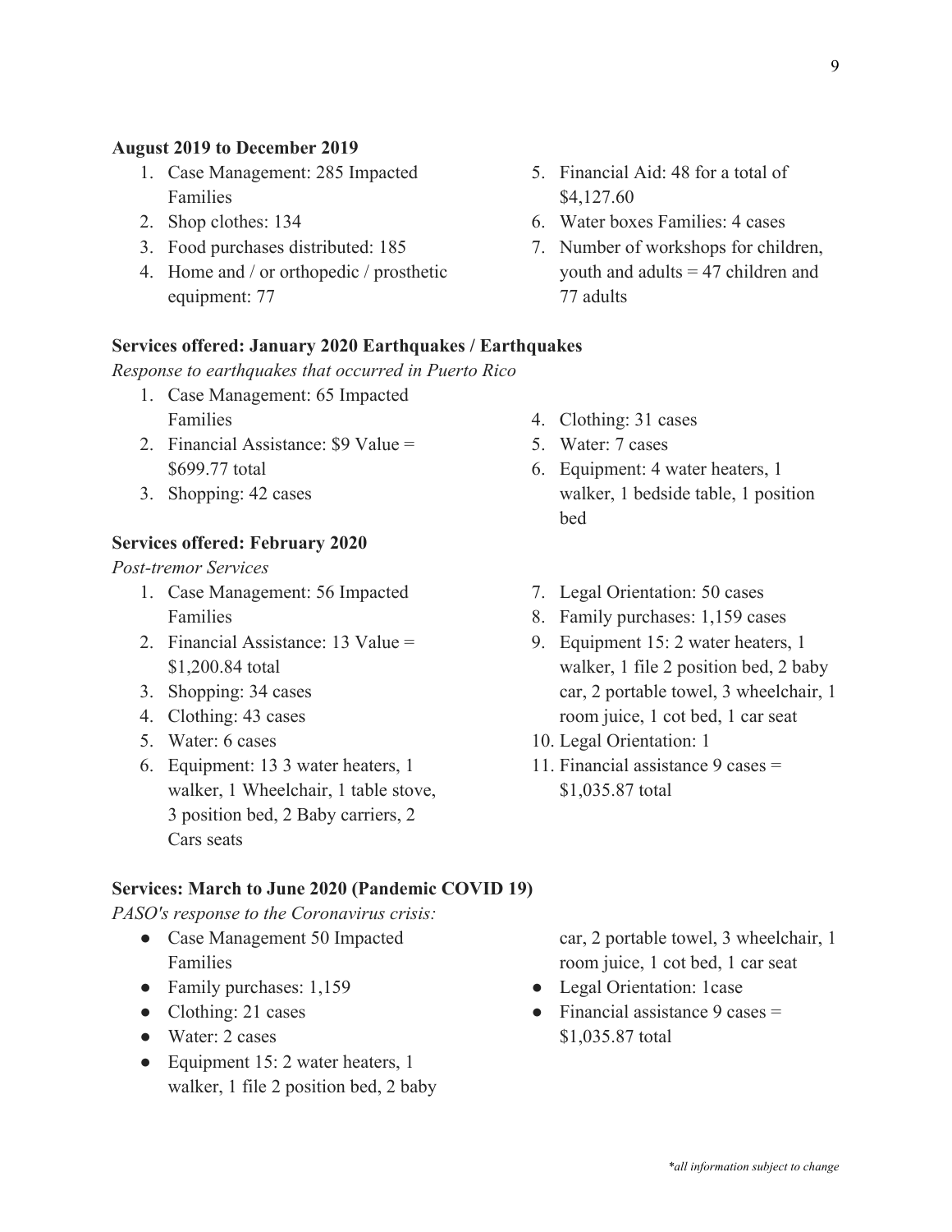**August 2019 to December 2019**

1. Case Management: 285 Impacted Families
2. Shop clothes: 134
3. Food purchases distributed: 185
4. Home and / or orthopedic / prosthetic equipment: 77
5. Financial Aid: 48 for a total of $4,127.60
6. Water boxes Families: 4 cases
7. Number of workshops for children, youth and adults = 47 children and 77 adults

**Services offered: January 2020 Earthquakes / Earthquakes**

*Response to earthquakes that occurred in Puerto Rico*

1. Case Management: 65 Impacted Families
2. Financial Assistance: $9 Value = $699.77 total
3. Shopping: 42 cases
4. Clothing: 31 cases
5. Water: 7 cases
6. Equipment: 4 water heaters, 1 walker, 1 bedside table, 1 position bed

**Services offered: February 2020**

*Post-tremor Services*

1. Case Management: 56 Impacted Families
2. Financial Assistance: 13 Value = $1,200.84 total
3. Shopping: 34 cases
4. Clothing: 43 cases
5. Water: 6 cases
6. Equipment: 13 3 water heaters, 1 walker, 1 Wheelchair, 1 table stove, 3 position bed, 2 Baby carriers, 2 Cars seats
7. Legal Orientation: 50 cases
8. Family purchases: 1,159 cases
9. Equipment 15: 2 water heaters, 1 walker, 1 file 2 position bed, 2 baby car, 2 portable towel, 3 wheelchair, 1 room juice, 1 cot bed, 1 car seat
10. Legal Orientation: 1
11. Financial assistance 9 cases = $1,035.87 total

**Services: March to June 2020 (Pandemic COVID 19)**

*PASO's response to the Coronavirus crisis:*

- Case Management 50 Impacted Families
- Family purchases: 1,159
- Clothing: 21 cases
- Water: 2 cases
- Equipment 15: 2 water heaters, 1 walker, 1 file 2 position bed, 2 baby car, 2 portable towel, 3 wheelchair, 1 room juice, 1 cot bed, 1 car seat
- Legal Orientation: 1case
- Financial assistance 9 cases = $1,035.87 total

*\*all information subject to change*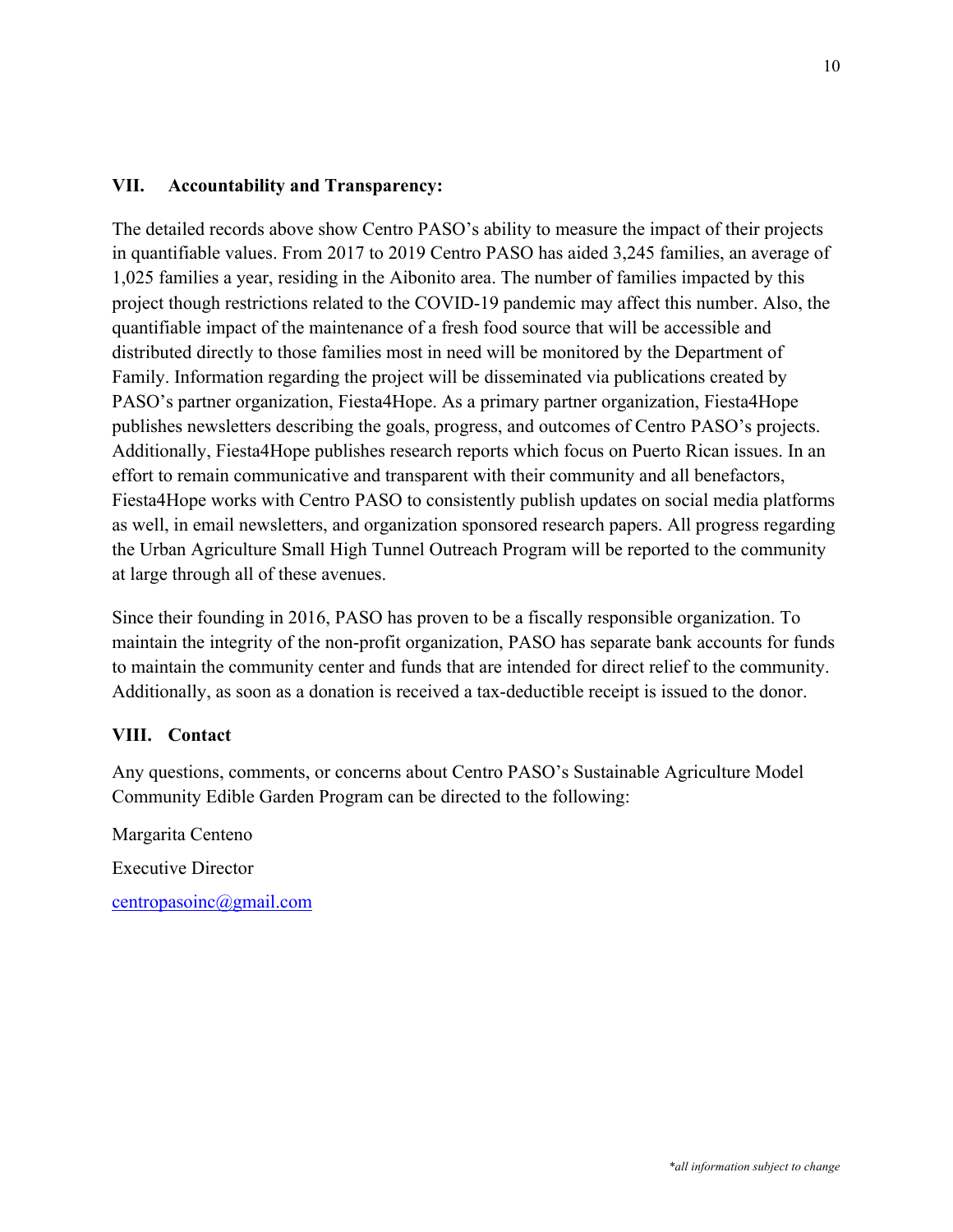## VII. Accountability and Transparency:

The detailed records above show Centro PASO's ability to measure the impact of their projects in quantifiable values. From 2017 to 2019 Centro PASO has aided 3,245 families, an average of 1,025 families a year, residing in the Aibonito area. The number of families impacted by this project though restrictions related to the COVID-19 pandemic may affect this number. Also, the quantifiable impact of the maintenance of a fresh food source that will be accessible and distributed directly to those families most in need will be monitored by the Department of Family. Information regarding the project will be disseminated via publications created by PASO's partner organization, Fiesta4Hope. As a primary partner organization, Fiesta4Hope publishes newsletters describing the goals, progress, and outcomes of Centro PASO's projects. Additionally, Fiesta4Hope publishes research reports which focus on Puerto Rican issues. In an effort to remain communicative and transparent with their community and all benefactors, Fiesta4Hope works with Centro PASO to consistently publish updates on social media platforms as well, in email newsletters, and organization sponsored research papers. All progress regarding the Urban Agriculture Small High Tunnel Outreach Program will be reported to the community at large through all of these avenues.

Since their founding in 2016, PASO has proven to be a fiscally responsible organization. To maintain the integrity of the non-profit organization, PASO has separate bank accounts for funds to maintain the community center and funds that are intended for direct relief to the community. Additionally, as soon as a donation is received a tax-deductible receipt is issued to the donor.

## VIII. Contact

Any questions, comments, or concerns about Centro PASO's Sustainable Agriculture Model Community Edible Garden Program can be directed to the following:

Margarita Centeno

Executive Director

centropasoinc@gmail.com

*\*all information subject to change*